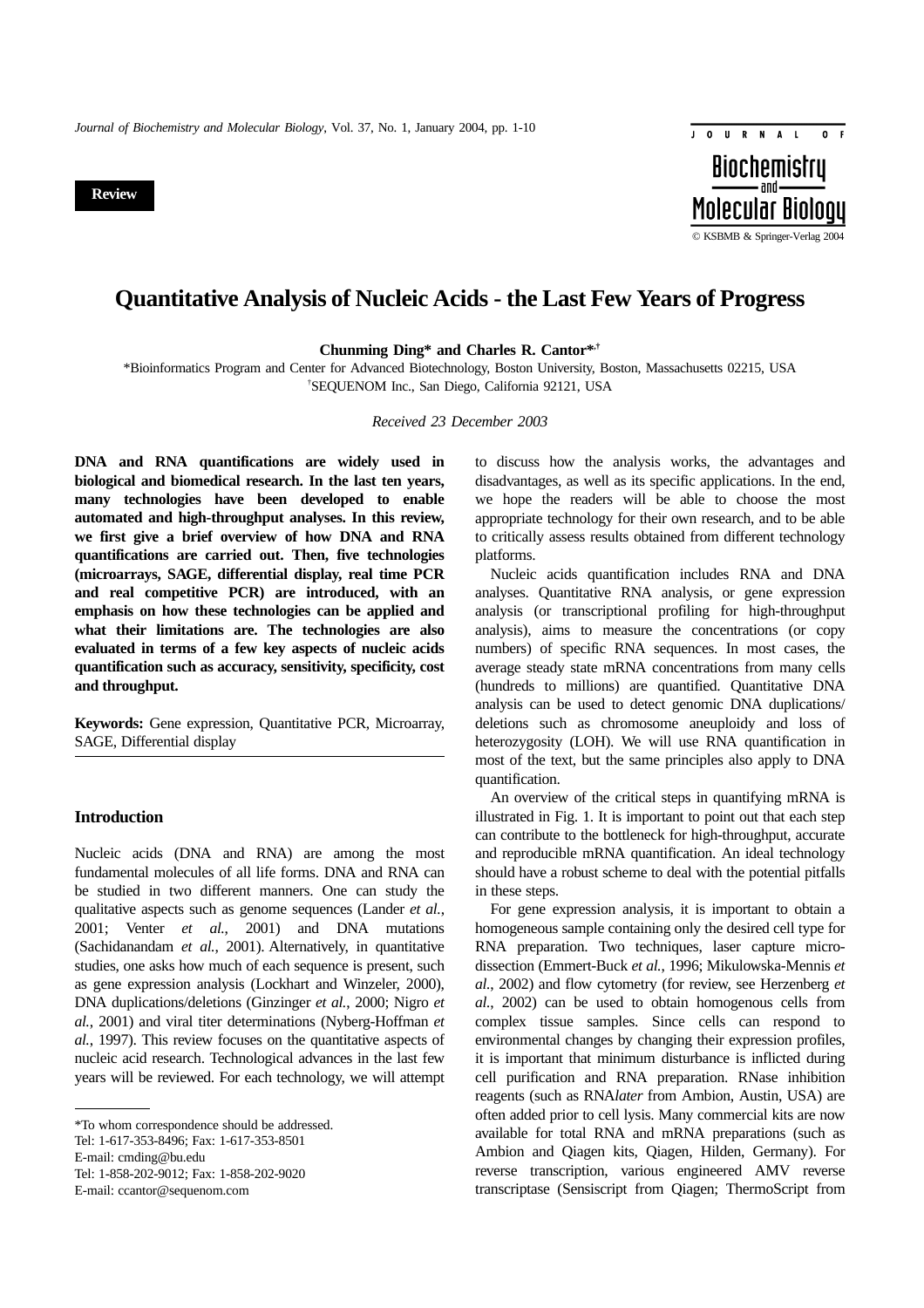**Review**

# Quantitative Analysis of Nucleic Acids - the Last Few Years of Progress

**Chunming Ding\* and Charles R. Cantor\*,†**

\*Bioinformatics Program and Center for Advanced Biotechnology, Boston University, Boston, Massachusetts 02215, USA
†SEQUENOM Inc., San Diego, California 92121, USA

*Received 23 December 2003*

**DNA and RNA quantifications are widely used in biological and biomedical research. In the last ten years, many technologies have been developed to enable automated and high-throughput analyses. In this review, we first give a brief overview of how DNA and RNA quantifications are carried out. Then, five technologies (microarrays, SAGE, differential display, real time PCR and real competitive PCR) are introduced, with an emphasis on how these technologies can be applied and what their limitations are. The technologies are also evaluated in terms of a few key aspects of nucleic acids quantification such as accuracy, sensitivity, specificity, cost and throughput.**

**Keywords:** Gene expression, Quantitative PCR, Microarray, SAGE, Differential display

## Introduction

Nucleic acids (DNA and RNA) are among the most fundamental molecules of all life forms. DNA and RNA can be studied in two different manners. One can study the qualitative aspects such as genome sequences (Lander *et al.*, 2001; Venter *et al.*, 2001) and DNA mutations (Sachidanandam *et al.*, 2001). Alternatively, in quantitative studies, one asks how much of each sequence is present, such as gene expression analysis (Lockhart and Winzeler, 2000), DNA duplications/deletions (Ginzinger *et al.*, 2000; Nigro *et al.*, 2001) and viral titer determinations (Nyberg-Hoffman *et al.*, 1997). This review focuses on the quantitative aspects of nucleic acid research. Technological advances in the last few years will be reviewed. For each technology, we will attempt to discuss how the analysis works, the advantages and disadvantages, as well as its specific applications. In the end, we hope the readers will be able to choose the most appropriate technology for their own research, and to be able to critically assess results obtained from different technology platforms.

Nucleic acids quantification includes RNA and DNA analyses. Quantitative RNA analysis, or gene expression analysis (or transcriptional profiling for high-throughput analysis), aims to measure the concentrations (or copy numbers) of specific RNA sequences. In most cases, the average steady state mRNA concentrations from many cells (hundreds to millions) are quantified. Quantitative DNA analysis can be used to detect genomic DNA duplications/deletions such as chromosome aneuploidy and loss of heterozygosity (LOH). We will use RNA quantification in most of the text, but the same principles also apply to DNA quantification.

An overview of the critical steps in quantifying mRNA is illustrated in Fig. 1. It is important to point out that each step can contribute to the bottleneck for high-throughput, accurate and reproducible mRNA quantification. An ideal technology should have a robust scheme to deal with the potential pitfalls in these steps.

For gene expression analysis, it is important to obtain a homogeneous sample containing only the desired cell type for RNA preparation. Two techniques, laser capture micro-dissection (Emmert-Buck *et al.*, 1996; Mikulowska-Mennis *et al.*, 2002) and flow cytometry (for review, see Herzenberg *et al.*, 2002) can be used to obtain homogenous cells from complex tissue samples. Since cells can respond to environmental changes by changing their expression profiles, it is important that minimum disturbance is inflicted during cell purification and RNA preparation. RNase inhibition reagents (such as RNA*later* from Ambion, Austin, USA) are often added prior to cell lysis. Many commercial kits are now available for total RNA and mRNA preparations (such as Ambion and Qiagen kits, Qiagen, Hilden, Germany). For reverse transcription, various engineered AMV reverse transcriptase (Sensiscript from Qiagen; ThermoScript from

---

\*To whom correspondence should be addressed.
Tel: 1-617-353-8496; Fax: 1-617-353-8501
E-mail: cmding@bu.edu
Tel: 1-858-202-9012; Fax: 1-858-202-9020
E-mail: ccantor@sequenom.com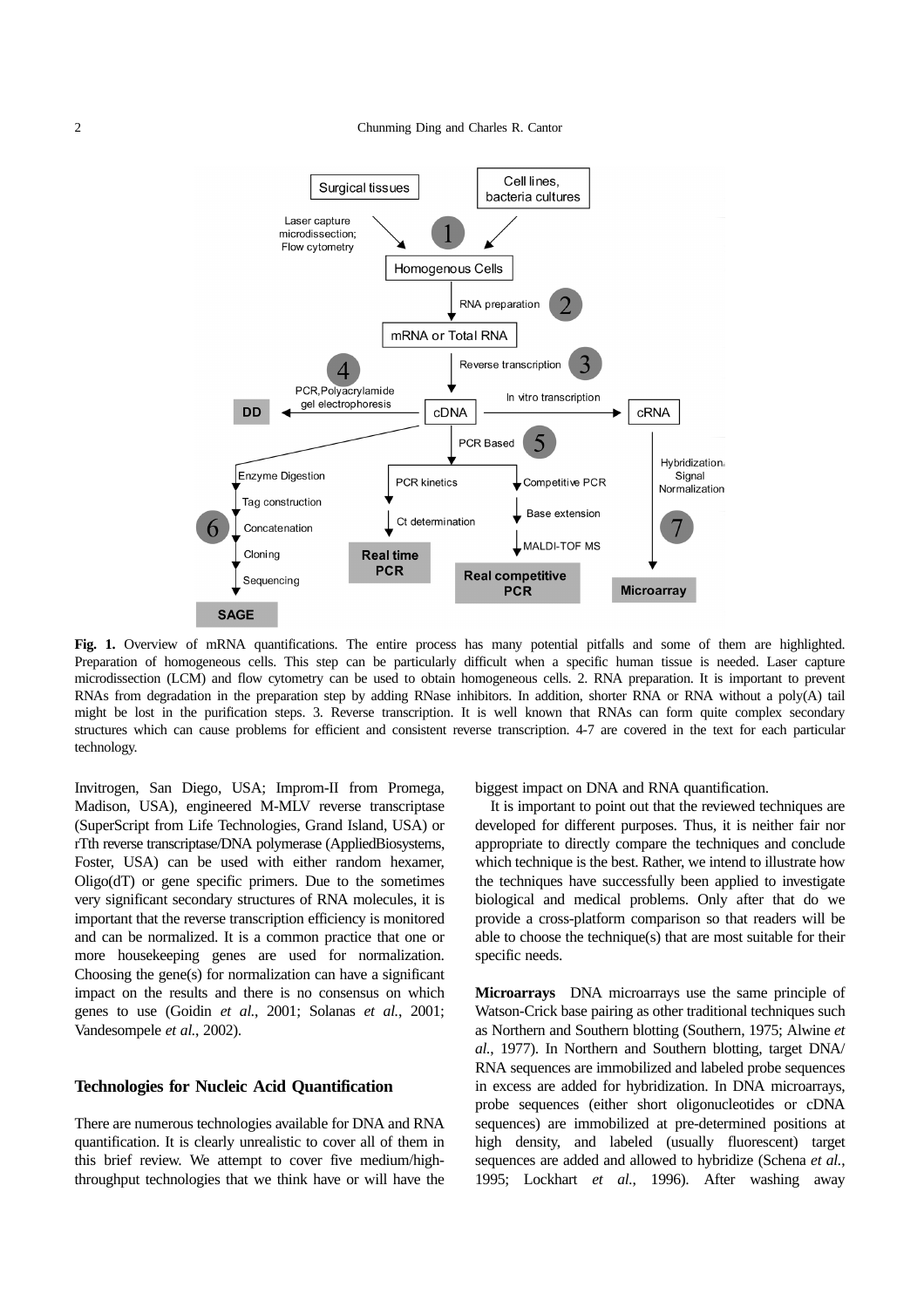**Fig. 1.** Overview of mRNA quantifications. The entire process has many potential pitfalls and some of them are highlighted. Preparation of homogeneous cells. This step can be particularly difficult when a specific human tissue is needed. Laser capture microdissection (LCM) and flow cytometry can be used to obtain homogeneous cells. 2. RNA preparation. It is important to prevent RNAs from degradation in the preparation step by adding RNase inhibitors. In addition, shorter RNA or RNA without a poly(A) tail might be lost in the purification steps. 3. Reverse transcription. It is well known that RNAs can form quite complex secondary structures which can cause problems for efficient and consistent reverse transcription. 4-7 are covered in the text for each particular technology.

Invitrogen, San Diego, USA; Improm-II from Promega, Madison, USA), engineered M-MLV reverse transcriptase (SuperScript from Life Technologies, Grand Island, USA) or rTth reverse transcriptase/DNA polymerase (AppliedBiosystems, Foster, USA) can be used with either random hexamer, Oligo(dT) or gene specific primers. Due to the sometimes very significant secondary structures of RNA molecules, it is important that the reverse transcription efficiency is monitored and can be normalized. It is a common practice that one or more housekeeping genes are used for normalization. Choosing the gene(s) for normalization can have a significant impact on the results and there is no consensus on which genes to use (Goidin *et al.*, 2001; Solanas *et al.*, 2001; Vandesompele *et al.*, 2002).

## Technologies for Nucleic Acid Quantification

There are numerous technologies available for DNA and RNA quantification. It is clearly unrealistic to cover all of them in this brief review. We attempt to cover five medium/high-throughput technologies that we think have or will have the biggest impact on DNA and RNA quantification.

It is important to point out that the reviewed techniques are developed for different purposes. Thus, it is neither fair nor appropriate to directly compare the techniques and conclude which technique is the best. Rather, we intend to illustrate how the techniques have successfully been applied to investigate biological and medical problems. Only after that do we provide a cross-platform comparison so that readers will be able to choose the technique(s) that are most suitable for their specific needs.

**Microarrays** DNA microarrays use the same principle of Watson-Crick base pairing as other traditional techniques such as Northern and Southern blotting (Southern, 1975; Alwine *et al.*, 1977). In Northern and Southern blotting, target DNA/RNA sequences are immobilized and labeled probe sequences in excess are added for hybridization. In DNA microarrays, probe sequences (either short oligonucleotides or cDNA sequences) are immobilized at pre-determined positions at high density, and labeled (usually fluorescent) target sequences are added and allowed to hybridize (Schena *et al.*, 1995; Lockhart *et al.*, 1996). After washing away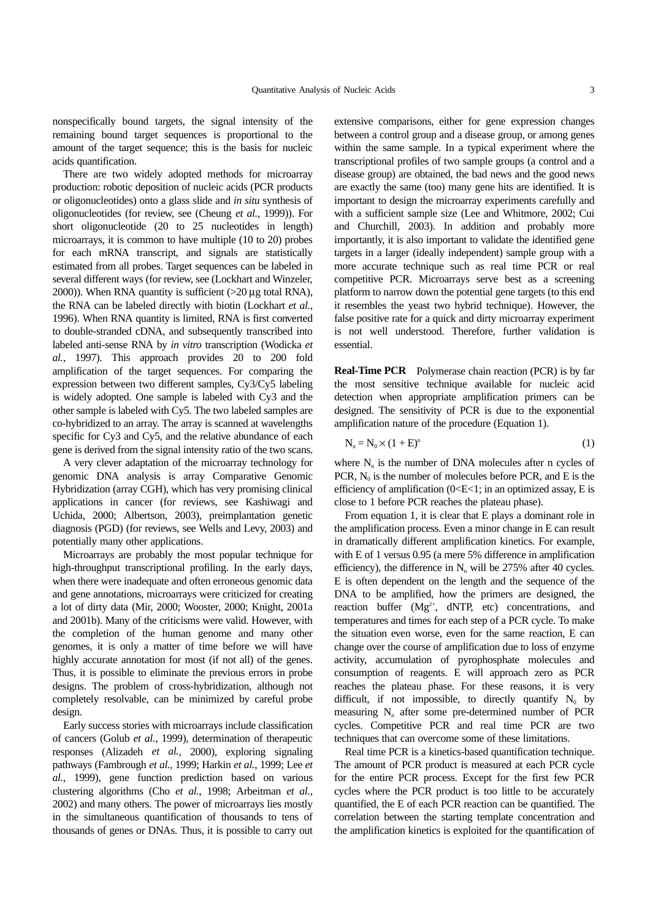nonspecifically bound targets, the signal intensity of the remaining bound target sequences is proportional to the amount of the target sequence; this is the basis for nucleic acids quantification.

There are two widely adopted methods for microarray production: robotic deposition of nucleic acids (PCR products or oligonucleotides) onto a glass slide and *in situ* synthesis of oligonucleotides (for review, see (Cheung *et al.*, 1999)). For short oligonucleotide (20 to 25 nucleotides in length) microarrays, it is common to have multiple (10 to 20) probes for each mRNA transcript, and signals are statistically estimated from all probes. Target sequences can be labeled in several different ways (for review, see (Lockhart and Winzeler, 2000)). When RNA quantity is sufficient (>20 µg total RNA), the RNA can be labeled directly with biotin (Lockhart *et al.*, 1996). When RNA quantity is limited, RNA is first converted to double-stranded cDNA, and subsequently transcribed into labeled anti-sense RNA by *in vitro* transcription (Wodicka *et al.*, 1997). This approach provides 20 to 200 fold amplification of the target sequences. For comparing the expression between two different samples, Cy3/Cy5 labeling is widely adopted. One sample is labeled with Cy3 and the other sample is labeled with Cy5. The two labeled samples are co-hybridized to an array. The array is scanned at wavelengths specific for Cy3 and Cy5, and the relative abundance of each gene is derived from the signal intensity ratio of the two scans.

A very clever adaptation of the microarray technology for genomic DNA analysis is array Comparative Genomic Hybridization (array CGH), which has very promising clinical applications in cancer (for reviews, see Kashiwagi and Uchida, 2000; Albertson, 2003), preimplantation genetic diagnosis (PGD) (for reviews, see Wells and Levy, 2003) and potentially many other applications.

Microarrays are probably the most popular technique for high-throughput transcriptional profiling. In the early days, when there were inadequate and often erroneous genomic data and gene annotations, microarrays were criticized for creating a lot of dirty data (Mir, 2000; Wooster, 2000; Knight, 2001a and 2001b). Many of the criticisms were valid. However, with the completion of the human genome and many other genomes, it is only a matter of time before we will have highly accurate annotation for most (if not all) of the genes. Thus, it is possible to eliminate the previous errors in probe designs. The problem of cross-hybridization, although not completely resolvable, can be minimized by careful probe design.

Early success stories with microarrays include classification of cancers (Golub *et al.*, 1999), determination of therapeutic responses (Alizadeh *et al.*, 2000), exploring signaling pathways (Fambrough *et al.*, 1999; Harkin *et al.*, 1999; Lee *et al.*, 1999), gene function prediction based on various clustering algorithms (Cho *et al.*, 1998; Arbeitman *et al.*, 2002) and many others. The power of microarrays lies mostly in the simultaneous quantification of thousands to tens of thousands of genes or DNAs. Thus, it is possible to carry out extensive comparisons, either for gene expression changes between a control group and a disease group, or among genes within the same sample. In a typical experiment where the transcriptional profiles of two sample groups (a control and a disease group) are obtained, the bad news and the good news are exactly the same (too) many gene hits are identified. It is important to design the microarray experiments carefully and with a sufficient sample size (Lee and Whitmore, 2002; Cui and Churchill, 2003). In addition and probably more importantly, it is also important to validate the identified gene targets in a larger (ideally independent) sample group with a more accurate technique such as real time PCR or real competitive PCR. Microarrays serve best as a screening platform to narrow down the potential gene targets (to this end it resembles the yeast two hybrid technique). However, the false positive rate for a quick and dirty microarray experiment is not well understood. Therefore, further validation is essential.

**Real-Time PCR** Polymerase chain reaction (PCR) is by far the most sensitive technique available for nucleic acid detection when appropriate amplification primers can be designed. The sensitivity of PCR is due to the exponential amplification nature of the procedure (Equation 1).

$$N_n = N_0 \times (1 + E)^n \tag{1}$$

where $N_n$ is the number of DNA molecules after n cycles of PCR, $N_0$ is the number of molecules before PCR, and E is the efficiency of amplification (0<E<1; in an optimized assay, E is close to 1 before PCR reaches the plateau phase).

From equation 1, it is clear that E plays a dominant role in the amplification process. Even a minor change in E can result in dramatically different amplification kinetics. For example, with E of 1 versus 0.95 (a mere 5% difference in amplification efficiency), the difference in $N_n$ will be 275% after 40 cycles. E is often dependent on the length and the sequence of the DNA to be amplified, how the primers are designed, the reaction buffer ($Mg^{2+}$, dNTP, etc) concentrations, and temperatures and times for each step of a PCR cycle. To make the situation even worse, even for the same reaction, E can change over the course of amplification due to loss of enzyme activity, accumulation of pyrophosphate molecules and consumption of reagents. E will approach zero as PCR reaches the plateau phase. For these reasons, it is very difficult, if not impossible, to directly quantify $N_0$ by measuring $N_n$ after some pre-determined number of PCR cycles. Competitive PCR and real time PCR are two techniques that can overcome some of these limitations.

Real time PCR is a kinetics-based quantification technique. The amount of PCR product is measured at each PCR cycle for the entire PCR process. Except for the first few PCR cycles where the PCR product is too little to be accurately quantified, the E of each PCR reaction can be quantified. The correlation between the starting template concentration and the amplification kinetics is exploited for the quantification of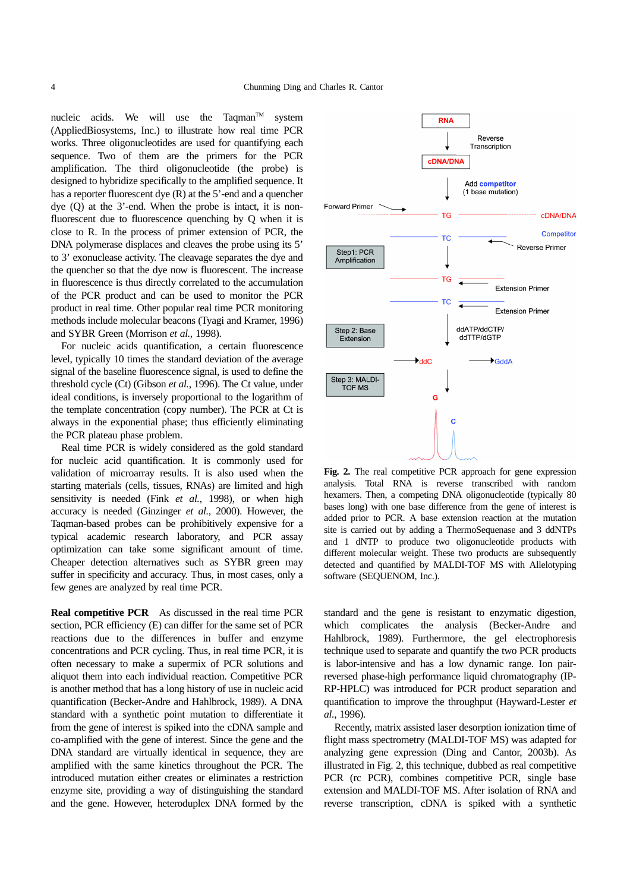nucleic acids. We will use the Taqman™ system (AppliedBiosystems, Inc.) to illustrate how real time PCR works. Three oligonucleotides are used for quantifying each sequence. Two of them are the primers for the PCR amplification. The third oligonucleotide (the probe) is designed to hybridize specifically to the amplified sequence. It has a reporter fluorescent dye (R) at the 5'-end and a quencher dye (Q) at the 3'-end. When the probe is intact, it is non-fluorescent due to fluorescence quenching by Q when it is close to R. In the process of primer extension of PCR, the DNA polymerase displaces and cleaves the probe using its 5' to 3' exonuclease activity. The cleavage separates the dye and the quencher so that the dye now is fluorescent. The increase in fluorescence is thus directly correlated to the accumulation of the PCR product and can be used to monitor the PCR product in real time. Other popular real time PCR monitoring methods include molecular beacons (Tyagi and Kramer, 1996) and SYBR Green (Morrison *et al.*, 1998).

For nucleic acids quantification, a certain fluorescence level, typically 10 times the standard deviation of the average signal of the baseline fluorescence signal, is used to define the threshold cycle (Ct) (Gibson *et al.*, 1996). The Ct value, under ideal conditions, is inversely proportional to the logarithm of the template concentration (copy number). The PCR at Ct is always in the exponential phase; thus efficiently eliminating the PCR plateau phase problem.

Real time PCR is widely considered as the gold standard for nucleic acid quantification. It is commonly used for validation of microarray results. It is also used when the starting materials (cells, tissues, RNAs) are limited and high sensitivity is needed (Fink *et al.*, 1998), or when high accuracy is needed (Ginzinger *et al.*, 2000). However, the Taqman-based probes can be prohibitively expensive for a typical academic research laboratory, and PCR assay optimization can take some significant amount of time. Cheaper detection alternatives such as SYBR green may suffer in specificity and accuracy. Thus, in most cases, only a few genes are analyzed by real time PCR.

**Real competitive PCR** As discussed in the real time PCR section, PCR efficiency (E) can differ for the same set of PCR reactions due to the differences in buffer and enzyme concentrations and PCR cycling. Thus, in real time PCR, it is often necessary to make a supermix of PCR solutions and aliquot them into each individual reaction. Competitive PCR is another method that has a long history of use in nucleic acid quantification (Becker-Andre and Hahlbrock, 1989). A DNA standard with a synthetic point mutation to differentiate it from the gene of interest is spiked into the cDNA sample and co-amplified with the gene of interest. Since the gene and the DNA standard are virtually identical in sequence, they are amplified with the same kinetics throughout the PCR. The introduced mutation either creates or eliminates a restriction enzyme site, providing a way of distinguishing the standard and the gene. However, heteroduplex DNA formed by the standard and the gene is resistant to enzymatic digestion, which complicates the analysis (Becker-Andre and Hahlbrock, 1989). Furthermore, the gel electrophoresis technique used to separate and quantify the two PCR products is labor-intensive and has a low dynamic range. Ion pair-reversed phase-high performance liquid chromatography (IP-RP-HPLC) was introduced for PCR product separation and quantification to improve the throughput (Hayward-Lester *et al.*, 1996).

Recently, matrix assisted laser desorption ionization time of flight mass spectrometry (MALDI-TOF MS) was adapted for analyzing gene expression (Ding and Cantor, 2003b). As illustrated in Fig. 2, this technique, dubbed as real competitive PCR (rc PCR), combines competitive PCR, single base extension and MALDI-TOF MS. After isolation of RNA and reverse transcription, cDNA is spiked with a synthetic

**Fig. 2.** The real competitive PCR approach for gene expression analysis. Total RNA is reverse transcribed with random hexamers. Then, a competing DNA oligonucleotide (typically 80 bases long) with one base difference from the gene of interest is added prior to PCR. A base extension reaction at the mutation site is carried out by adding a ThermoSequenase and 3 ddNTPs and 1 dNTP to produce two oligonucleotide products with different molecular weight. These two products are subsequently detected and quantified by MALDI-TOF MS with Allelotyping software (SEQUENOM, Inc.).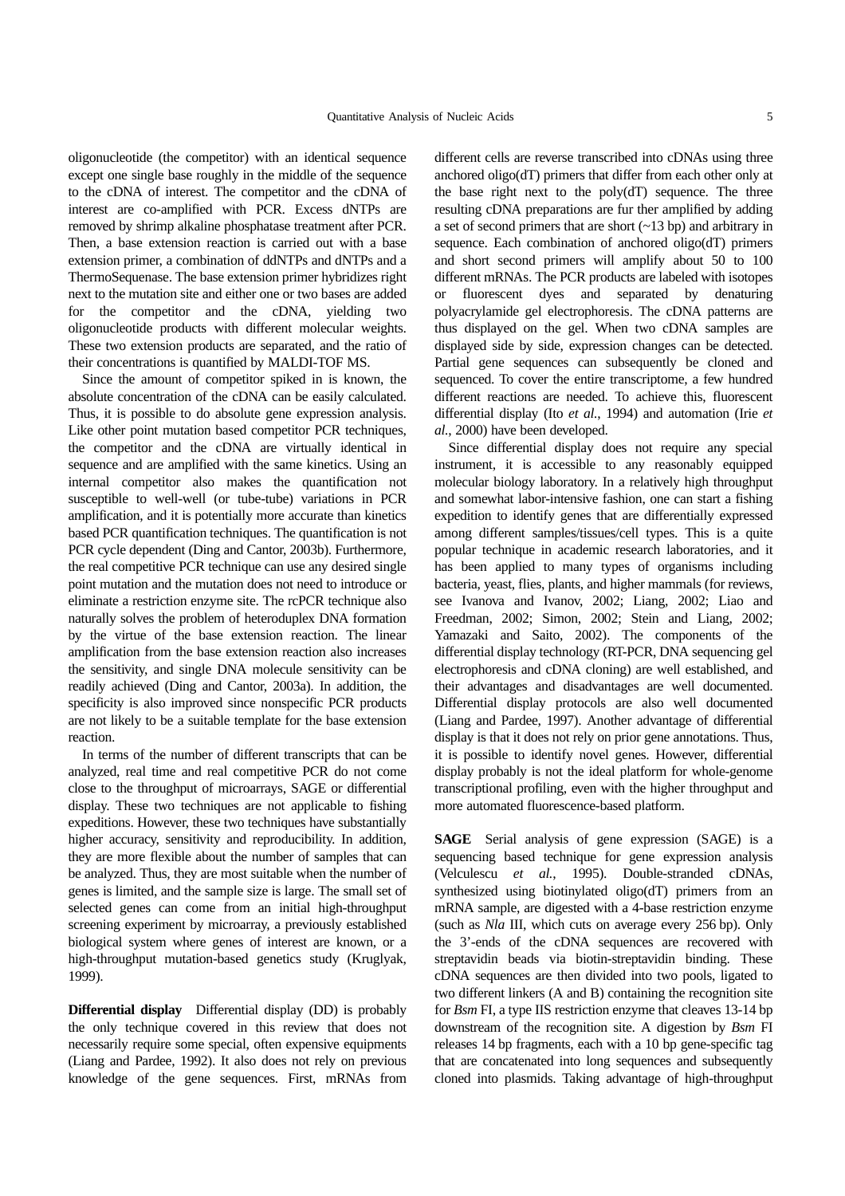oligonucleotide (the competitor) with an identical sequence except one single base roughly in the middle of the sequence to the cDNA of interest. The competitor and the cDNA of interest are co-amplified with PCR. Excess dNTPs are removed by shrimp alkaline phosphatase treatment after PCR. Then, a base extension reaction is carried out with a base extension primer, a combination of ddNTPs and dNTPs and a ThermoSequenase. The base extension primer hybridizes right next to the mutation site and either one or two bases are added for the competitor and the cDNA, yielding two oligonucleotide products with different molecular weights. These two extension products are separated, and the ratio of their concentrations is quantified by MALDI-TOF MS.

Since the amount of competitor spiked in is known, the absolute concentration of the cDNA can be easily calculated. Thus, it is possible to do absolute gene expression analysis. Like other point mutation based competitor PCR techniques, the competitor and the cDNA are virtually identical in sequence and are amplified with the same kinetics. Using an internal competitor also makes the quantification not susceptible to well-well (or tube-tube) variations in PCR amplification, and it is potentially more accurate than kinetics based PCR quantification techniques. The quantification is not PCR cycle dependent (Ding and Cantor, 2003b). Furthermore, the real competitive PCR technique can use any desired single point mutation and the mutation does not need to introduce or eliminate a restriction enzyme site. The rcPCR technique also naturally solves the problem of heteroduplex DNA formation by the virtue of the base extension reaction. The linear amplification from the base extension reaction also increases the sensitivity, and single DNA molecule sensitivity can be readily achieved (Ding and Cantor, 2003a). In addition, the specificity is also improved since nonspecific PCR products are not likely to be a suitable template for the base extension reaction.

In terms of the number of different transcripts that can be analyzed, real time and real competitive PCR do not come close to the throughput of microarrays, SAGE or differential display. These two techniques are not applicable to fishing expeditions. However, these two techniques have substantially higher accuracy, sensitivity and reproducibility. In addition, they are more flexible about the number of samples that can be analyzed. Thus, they are most suitable when the number of genes is limited, and the sample size is large. The small set of selected genes can come from an initial high-throughput screening experiment by microarray, a previously established biological system where genes of interest are known, or a high-throughput mutation-based genetics study (Kruglyak, 1999).

**Differential display** Differential display (DD) is probably the only technique covered in this review that does not necessarily require some special, often expensive equipments (Liang and Pardee, 1992). It also does not rely on previous knowledge of the gene sequences. First, mRNAs from different cells are reverse transcribed into cDNAs using three anchored oligo(dT) primers that differ from each other only at the base right next to the poly(dT) sequence. The three resulting cDNA preparations are fur ther amplified by adding a set of second primers that are short (~13 bp) and arbitrary in sequence. Each combination of anchored oligo(dT) primers and short second primers will amplify about 50 to 100 different mRNAs. The PCR products are labeled with isotopes or fluorescent dyes and separated by denaturing polyacrylamide gel electrophoresis. The cDNA patterns are thus displayed on the gel. When two cDNA samples are displayed side by side, expression changes can be detected. Partial gene sequences can subsequently be cloned and sequenced. To cover the entire transcriptome, a few hundred different reactions are needed. To achieve this, fluorescent differential display (Ito *et al.*, 1994) and automation (Irie *et al.*, 2000) have been developed.

Since differential display does not require any special instrument, it is accessible to any reasonably equipped molecular biology laboratory. In a relatively high throughput and somewhat labor-intensive fashion, one can start a fishing expedition to identify genes that are differentially expressed among different samples/tissues/cell types. This is a quite popular technique in academic research laboratories, and it has been applied to many types of organisms including bacteria, yeast, flies, plants, and higher mammals (for reviews, see Ivanova and Ivanov, 2002; Liang, 2002; Liao and Freedman, 2002; Simon, 2002; Stein and Liang, 2002; Yamazaki and Saito, 2002). The components of the differential display technology (RT-PCR, DNA sequencing gel electrophoresis and cDNA cloning) are well established, and their advantages and disadvantages are well documented. Differential display protocols are also well documented (Liang and Pardee, 1997). Another advantage of differential display is that it does not rely on prior gene annotations. Thus, it is possible to identify novel genes. However, differential display probably is not the ideal platform for whole-genome transcriptional profiling, even with the higher throughput and more automated fluorescence-based platform.

**SAGE** Serial analysis of gene expression (SAGE) is a sequencing based technique for gene expression analysis (Velculescu *et al.*, 1995). Double-stranded cDNAs, synthesized using biotinylated oligo(dT) primers from an mRNA sample, are digested with a 4-base restriction enzyme (such as *Nla* III, which cuts on average every 256 bp). Only the 3'-ends of the cDNA sequences are recovered with streptavidin beads via biotin-streptavidin binding. These cDNA sequences are then divided into two pools, ligated to two different linkers (A and B) containing the recognition site for *Bsm* FI, a type IIS restriction enzyme that cleaves 13-14 bp downstream of the recognition site. A digestion by *Bsm* FI releases 14 bp fragments, each with a 10 bp gene-specific tag that are concatenated into long sequences and subsequently cloned into plasmids. Taking advantage of high-throughput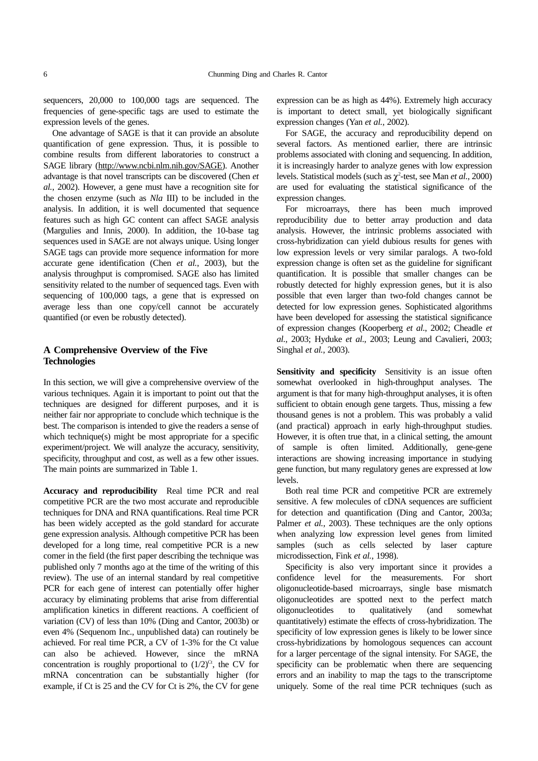sequencers, 20,000 to 100,000 tags are sequenced. The frequencies of gene-specific tags are used to estimate the expression levels of the genes.

One advantage of SAGE is that it can provide an absolute quantification of gene expression. Thus, it is possible to combine results from different laboratories to construct a SAGE library (http://www.ncbi.nlm.nih.gov/SAGE). Another advantage is that novel transcripts can be discovered (Chen *et al.*, 2002). However, a gene must have a recognition site for the chosen enzyme (such as *Nla* III) to be included in the analysis. In addition, it is well documented that sequence features such as high GC content can affect SAGE analysis (Margulies and Innis, 2000). In addition, the 10-base tag sequences used in SAGE are not always unique. Using longer SAGE tags can provide more sequence information for more accurate gene identification (Chen *et al.*, 2003), but the analysis throughput is compromised. SAGE also has limited sensitivity related to the number of sequenced tags. Even with sequencing of 100,000 tags, a gene that is expressed on average less than one copy/cell cannot be accurately quantified (or even be robustly detected).

## A Comprehensive Overview of the Five Technologies

In this section, we will give a comprehensive overview of the various techniques. Again it is important to point out that the techniques are designed for different purposes, and it is neither fair nor appropriate to conclude which technique is the best. The comparison is intended to give the readers a sense of which technique(s) might be most appropriate for a specific experiment/project. We will analyze the accuracy, sensitivity, specificity, throughput and cost, as well as a few other issues. The main points are summarized in Table 1.

**Accuracy and reproducibility** Real time PCR and real competitive PCR are the two most accurate and reproducible techniques for DNA and RNA quantifications. Real time PCR has been widely accepted as the gold standard for accurate gene expression analysis. Although competitive PCR has been developed for a long time, real competitive PCR is a new comer in the field (the first paper describing the technique was published only 7 months ago at the time of the writing of this review). The use of an internal standard by real competitive PCR for each gene of interest can potentially offer higher accuracy by eliminating problems that arise from differential amplification kinetics in different reactions. A coefficient of variation (CV) of less than 10% (Ding and Cantor, 2003b) or even 4% (Sequenom Inc., unpublished data) can routinely be achieved. For real time PCR, a CV of 1-3% for the Ct value can also be achieved. However, since the mRNA concentration is roughly proportional to $(1/2)^{Ct}$, the CV for mRNA concentration can be substantially higher (for example, if Ct is 25 and the CV for Ct is 2%, the CV for gene expression can be as high as 44%). Extremely high accuracy is important to detect small, yet biologically significant expression changes (Yan *et al.*, 2002).

For SAGE, the accuracy and reproducibility depend on several factors. As mentioned earlier, there are intrinsic problems associated with cloning and sequencing. In addition, it is increasingly harder to analyze genes with low expression levels. Statistical models (such as $\chi^2$-test, see Man *et al.*, 2000) are used for evaluating the statistical significance of the expression changes.

For microarrays, there has been much improved reproducibility due to better array production and data analysis. However, the intrinsic problems associated with cross-hybridization can yield dubious results for genes with low expression levels or very similar paralogs. A two-fold expression change is often set as the guideline for significant quantification. It is possible that smaller changes can be robustly detected for highly expression genes, but it is also possible that even larger than two-fold changes cannot be detected for low expression genes. Sophisticated algorithms have been developed for assessing the statistical significance of expression changes (Kooperberg *et al.*, 2002; Cheadle *et al.*, 2003; Hyduke *et al.*, 2003; Leung and Cavalieri, 2003; Singhal *et al.*, 2003).

**Sensitivity and specificity** Sensitivity is an issue often somewhat overlooked in high-throughput analyses. The argument is that for many high-throughput analyses, it is often sufficient to obtain enough gene targets. Thus, missing a few thousand genes is not a problem. This was probably a valid (and practical) approach in early high-throughput studies. However, it is often true that, in a clinical setting, the amount of sample is often limited. Additionally, gene-gene interactions are showing increasing importance in studying gene function, but many regulatory genes are expressed at low levels.

Both real time PCR and competitive PCR are extremely sensitive. A few molecules of cDNA sequences are sufficient for detection and quantification (Ding and Cantor, 2003a; Palmer *et al.*, 2003). These techniques are the only options when analyzing low expression level genes from limited samples (such as cells selected by laser capture microdissection, Fink *et al.*, 1998).

Specificity is also very important since it provides a confidence level for the measurements. For short oligonucleotide-based microarrays, single base mismatch oligonucleotides are spotted next to the perfect match oligonucleotides to qualitatively (and somewhat quantitatively) estimate the effects of cross-hybridization. The specificity of low expression genes is likely to be lower since cross-hybridizations by homologous sequences can account for a larger percentage of the signal intensity. For SAGE, the specificity can be problematic when there are sequencing errors and an inability to map the tags to the transcriptome uniquely. Some of the real time PCR techniques (such as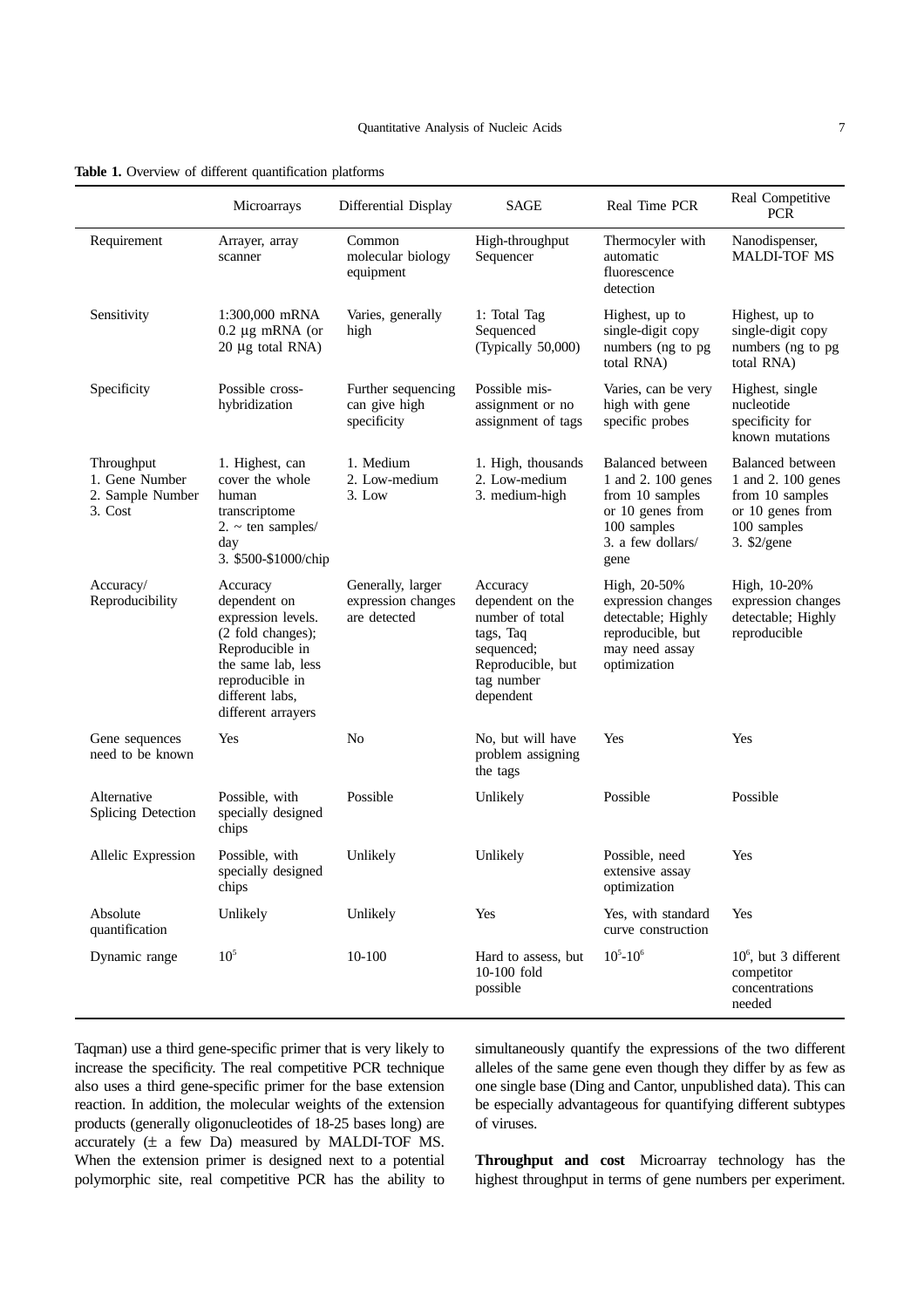**Table 1.** Overview of different quantification platforms

| | Microarrays | Differential Display | SAGE | Real Time PCR | Real Competitive PCR |
|---|---|---|---|---|---|
| Requirement | Arrayer, array scanner | Common molecular biology equipment | High-throughput Sequencer | Thermocyler with automatic fluorescence detection | Nanodispenser, MALDI-TOF MS |
| Sensitivity | 1:300,000 mRNA 0.2 µg mRNA (or 20 µg total RNA) | Varies, generally high | 1: Total Tag Sequenced (Typically 50,000) | Highest, up to single-digit copy numbers (ng to pg total RNA) | Highest, up to single-digit copy numbers (ng to pg total RNA) |
| Specificity | Possible cross-hybridization | Further sequencing can give high specificity | Possible mis-assignment or no assignment of tags | Varies, can be very high with gene specific probes | Highest, single nucleotide specificity for known mutations |
| Throughput 1. Gene Number 2. Sample Number 3. Cost | 1. Highest, can cover the whole human transcriptome 2. ~ ten samples/day 3. \$500-\$1000/chip | 1. Medium 2. Low-medium 3. Low | 1. High, thousands 2. Low-medium 3. medium-high | Balanced between 1 and 2. 100 genes from 10 samples or 10 genes from 100 samples 3. a few dollars/gene | Balanced between 1 and 2. 100 genes from 10 samples or 10 genes from 100 samples 3. \$2/gene |
| Accuracy/ Reproducibility | Accuracy dependent on expression levels. (2 fold changes); Reproducible in the same lab, less reproducible in different labs, different arrayers | Generally, larger expression changes are detected | Accuracy dependent on the number of total tags, Taq sequenced; Reproducible, but tag number dependent | High, 20-50% expression changes detectable; Highly reproducible, but may need assay optimization | High, 10-20% expression changes detectable; Highly reproducible |
| Gene sequences need to be known | Yes | No | No, but will have problem assigning the tags | Yes | Yes |
| Alternative Splicing Detection | Possible, with specially designed chips | Possible | Unlikely | Possible | Possible |
| Allelic Expression | Possible, with specially designed chips | Unlikely | Unlikely | Possible, need extensive assay optimization | Yes |
| Absolute quantification | Unlikely | Unlikely | Yes | Yes, with standard curve construction | Yes |
| Dynamic range | $10^5$ | 10-100 | Hard to assess, but 10-100 fold possible | $10^5$-$10^6$ | $10^6$, but 3 different competitor concentrations needed |

Taqman) use a third gene-specific primer that is very likely to increase the specificity. The real competitive PCR technique also uses a third gene-specific primer for the base extension reaction. In addition, the molecular weights of the extension products (generally oligonucleotides of 18-25 bases long) are accurately (± a few Da) measured by MALDI-TOF MS. When the extension primer is designed next to a potential polymorphic site, real competitive PCR has the ability to simultaneously quantify the expressions of the two different alleles of the same gene even though they differ by as few as one single base (Ding and Cantor, unpublished data). This can be especially advantageous for quantifying different subtypes of viruses.

**Throughput and cost** Microarray technology has the highest throughput in terms of gene numbers per experiment.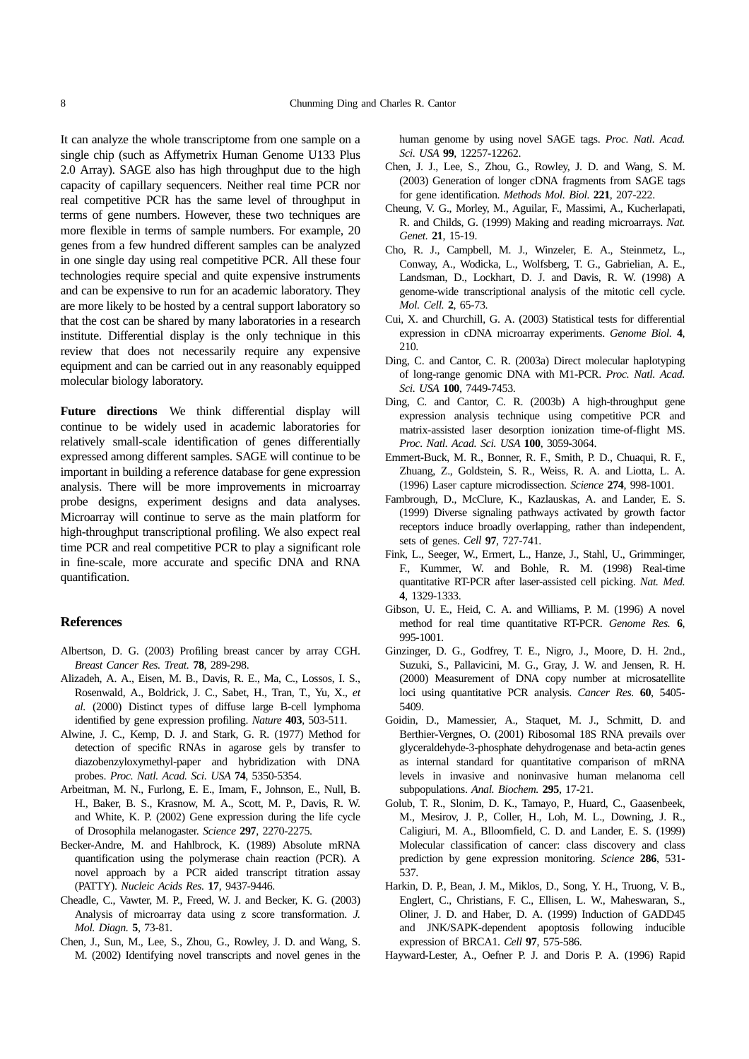It can analyze the whole transcriptome from one sample on a single chip (such as Affymetrix Human Genome U133 Plus 2.0 Array). SAGE also has high throughput due to the high capacity of capillary sequencers. Neither real time PCR nor real competitive PCR has the same level of throughput in terms of gene numbers. However, these two techniques are more flexible in terms of sample numbers. For example, 20 genes from a few hundred different samples can be analyzed in one single day using real competitive PCR. All these four technologies require special and quite expensive instruments and can be expensive to run for an academic laboratory. They are more likely to be hosted by a central support laboratory so that the cost can be shared by many laboratories in a research institute. Differential display is the only technique in this review that does not necessarily require any expensive equipment and can be carried out in any reasonably equipped molecular biology laboratory.

**Future directions** We think differential display will continue to be widely used in academic laboratories for relatively small-scale identification of genes differentially expressed among different samples. SAGE will continue to be important in building a reference database for gene expression analysis. There will be more improvements in microarray probe designs, experiment designs and data analyses. Microarray will continue to serve as the main platform for high-throughput transcriptional profiling. We also expect real time PCR and real competitive PCR to play a significant role in fine-scale, more accurate and specific DNA and RNA quantification.

## References

Albertson, D. G. (2003) Profiling breast cancer by array CGH. *Breast Cancer Res. Treat.* **78**, 289-298.

Alizadeh, A. A., Eisen, M. B., Davis, R. E., Ma, C., Lossos, I. S., Rosenwald, A., Boldrick, J. C., Sabet, H., Tran, T., Yu, X., *et al.* (2000) Distinct types of diffuse large B-cell lymphoma identified by gene expression profiling. *Nature* **403**, 503-511.

Alwine, J. C., Kemp, D. J. and Stark, G. R. (1977) Method for detection of specific RNAs in agarose gels by transfer to diazobenzyloxymethyl-paper and hybridization with DNA probes. *Proc. Natl. Acad. Sci. USA* **74**, 5350-5354.

Arbeitman, M. N., Furlong, E. E., Imam, F., Johnson, E., Null, B. H., Baker, B. S., Krasnow, M. A., Scott, M. P., Davis, R. W. and White, K. P. (2002) Gene expression during the life cycle of Drosophila melanogaster. *Science* **297**, 2270-2275.

Becker-Andre, M. and Hahlbrock, K. (1989) Absolute mRNA quantification using the polymerase chain reaction (PCR). A novel approach by a PCR aided transcript titration assay (PATTY). *Nucleic Acids Res.* **17**, 9437-9446.

Cheadle, C., Vawter, M. P., Freed, W. J. and Becker, K. G. (2003) Analysis of microarray data using z score transformation. *J. Mol. Diagn.* **5**, 73-81.

Chen, J., Sun, M., Lee, S., Zhou, G., Rowley, J. D. and Wang, S. M. (2002) Identifying novel transcripts and novel genes in the human genome by using novel SAGE tags. *Proc. Natl. Acad. Sci. USA* **99**, 12257-12262.

Chen, J. J., Lee, S., Zhou, G., Rowley, J. D. and Wang, S. M. (2003) Generation of longer cDNA fragments from SAGE tags for gene identification. *Methods Mol. Biol.* **221**, 207-222.

Cheung, V. G., Morley, M., Aguilar, F., Massimi, A., Kucherlapati, R. and Childs, G. (1999) Making and reading microarrays. *Nat. Genet.* **21**, 15-19.

Cho, R. J., Campbell, M. J., Winzeler, E. A., Steinmetz, L., Conway, A., Wodicka, L., Wolfsberg, T. G., Gabrielian, A. E., Landsman, D., Lockhart, D. J. and Davis, R. W. (1998) A genome-wide transcriptional analysis of the mitotic cell cycle. *Mol. Cell.* **2**, 65-73.

Cui, X. and Churchill, G. A. (2003) Statistical tests for differential expression in cDNA microarray experiments. *Genome Biol.* **4**, 210.

Ding, C. and Cantor, C. R. (2003a) Direct molecular haplotyping of long-range genomic DNA with M1-PCR. *Proc. Natl. Acad. Sci. USA* **100**, 7449-7453.

Ding, C. and Cantor, C. R. (2003b) A high-throughput gene expression analysis technique using competitive PCR and matrix-assisted laser desorption ionization time-of-flight MS. *Proc. Natl. Acad. Sci. USA* **100**, 3059-3064.

Emmert-Buck, M. R., Bonner, R. F., Smith, P. D., Chuaqui, R. F., Zhuang, Z., Goldstein, S. R., Weiss, R. A. and Liotta, L. A. (1996) Laser capture microdissection. *Science* **274**, 998-1001.

Fambrough, D., McClure, K., Kazlauskas, A. and Lander, E. S. (1999) Diverse signaling pathways activated by growth factor receptors induce broadly overlapping, rather than independent, sets of genes. *Cell* **97**, 727-741.

Fink, L., Seeger, W., Ermert, L., Hanze, J., Stahl, U., Grimminger, F., Kummer, W. and Bohle, R. M. (1998) Real-time quantitative RT-PCR after laser-assisted cell picking. *Nat. Med.* **4**, 1329-1333.

Gibson, U. E., Heid, C. A. and Williams, P. M. (1996) A novel method for real time quantitative RT-PCR. *Genome Res.* **6**, 995-1001.

Ginzinger, D. G., Godfrey, T. E., Nigro, J., Moore, D. H. 2nd., Suzuki, S., Pallavicini, M. G., Gray, J. W. and Jensen, R. H. (2000) Measurement of DNA copy number at microsatellite loci using quantitative PCR analysis. *Cancer Res.* **60**, 5405-5409.

Goidin, D., Mamessier, A., Staquet, M. J., Schmitt, D. and Berthier-Vergnes, O. (2001) Ribosomal 18S RNA prevails over glyceraldehyde-3-phosphate dehydrogenase and beta-actin genes as internal standard for quantitative comparison of mRNA levels in invasive and noninvasive human melanoma cell subpopulations. *Anal. Biochem.* **295**, 17-21.

Golub, T. R., Slonim, D. K., Tamayo, P., Huard, C., Gaasenbeek, M., Mesirov, J. P., Coller, H., Loh, M. L., Downing, J. R., Caligiuri, M. A., Blloomfield, C. D. and Lander, E. S. (1999) Molecular classification of cancer: class discovery and class prediction by gene expression monitoring. *Science* **286**, 531-537.

Harkin, D. P., Bean, J. M., Miklos, D., Song, Y. H., Truong, V. B., Englert, C., Christians, F. C., Ellisen, L. W., Maheswaran, S., Oliner, J. D. and Haber, D. A. (1999) Induction of GADD45 and JNK/SAPK-dependent apoptosis following inducible expression of BRCA1. *Cell* **97**, 575-586.

Hayward-Lester, A., Oefner P. J. and Doris P. A. (1996) Rapid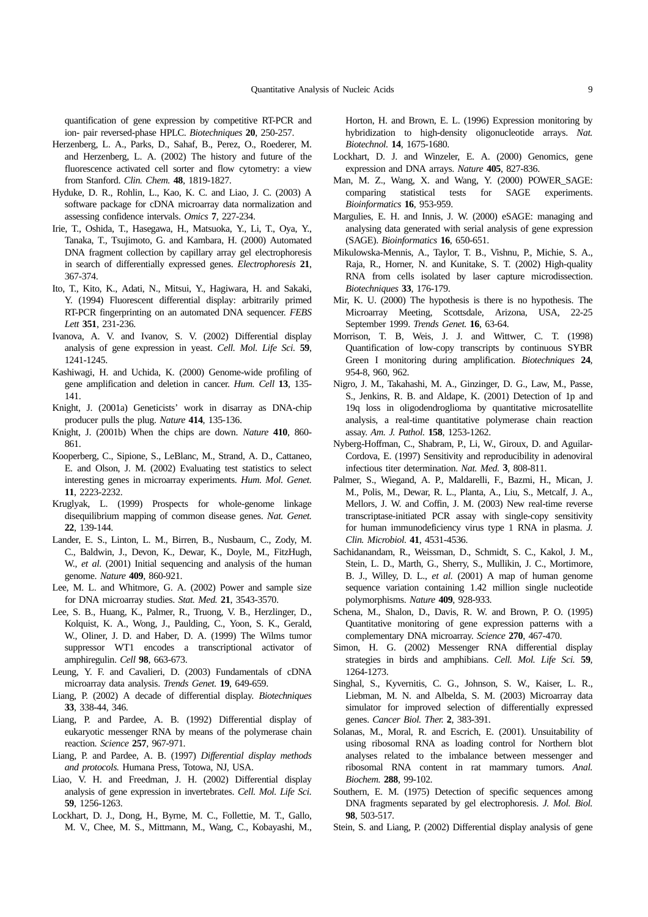quantification of gene expression by competitive RT-PCR and ion- pair reversed-phase HPLC. *Biotechniques* **20**, 250-257.

Herzenberg, L. A., Parks, D., Sahaf, B., Perez, O., Roederer, M. and Herzenberg, L. A. (2002) The history and future of the fluorescence activated cell sorter and flow cytometry: a view from Stanford. *Clin. Chem.* **48**, 1819-1827.

Hyduke, D. R., Rohlin, L., Kao, K. C. and Liao, J. C. (2003) A software package for cDNA microarray data normalization and assessing confidence intervals. *Omics* **7**, 227-234.

Irie, T., Oshida, T., Hasegawa, H., Matsuoka, Y., Li, T., Oya, Y., Tanaka, T., Tsujimoto, G. and Kambara, H. (2000) Automated DNA fragment collection by capillary array gel electrophoresis in search of differentially expressed genes. *Electrophoresis* **21**, 367-374.

Ito, T., Kito, K., Adati, N., Mitsui, Y., Hagiwara, H. and Sakaki, Y. (1994) Fluorescent differential display: arbitrarily primed RT-PCR fingerprinting on an automated DNA sequencer. *FEBS Lett* **351**, 231-236.

Ivanova, A. V. and Ivanov, S. V. (2002) Differential display analysis of gene expression in yeast. *Cell. Mol. Life Sci.* **59**, 1241-1245.

Kashiwagi, H. and Uchida, K. (2000) Genome-wide profiling of gene amplification and deletion in cancer. *Hum. Cell* **13**, 135-141.

Knight, J. (2001a) Geneticists' work in disarray as DNA-chip producer pulls the plug. *Nature* **414**, 135-136.

Knight, J. (2001b) When the chips are down. *Nature* **410**, 860-861.

Kooperberg, C., Sipione, S., LeBlanc, M., Strand, A. D., Cattaneo, E. and Olson, J. M. (2002) Evaluating test statistics to select interesting genes in microarray experiments. *Hum. Mol. Genet.* **11**, 2223-2232.

Kruglyak, L. (1999) Prospects for whole-genome linkage disequilibrium mapping of common disease genes. *Nat. Genet.* **22**, 139-144.

Lander, E. S., Linton, L. M., Birren, B., Nusbaum, C., Zody, M. C., Baldwin, J., Devon, K., Dewar, K., Doyle, M., FitzHugh, W., *et al.* (2001) Initial sequencing and analysis of the human genome. *Nature* **409**, 860-921.

Lee, M. L. and Whitmore, G. A. (2002) Power and sample size for DNA microarray studies. *Stat. Med.* **21**, 3543-3570.

Lee, S. B., Huang, K., Palmer, R., Truong, V. B., Herzlinger, D., Kolquist, K. A., Wong, J., Paulding, C., Yoon, S. K., Gerald, W., Oliner, J. D. and Haber, D. A. (1999) The Wilms tumor suppressor WT1 encodes a transcriptional activator of amphiregulin. *Cell* **98**, 663-673.

Leung, Y. F. and Cavalieri, D. (2003) Fundamentals of cDNA microarray data analysis. *Trends Genet.* **19**, 649-659.

Liang, P. (2002) A decade of differential display. *Biotechniques* **33**, 338-44, 346.

Liang, P. and Pardee, A. B. (1992) Differential display of eukaryotic messenger RNA by means of the polymerase chain reaction. *Science* **257**, 967-971.

Liang, P. and Pardee, A. B. (1997) *Differential display methods and protocols.* Humana Press, Totowa, NJ, USA.

Liao, V. H. and Freedman, J. H. (2002) Differential display analysis of gene expression in invertebrates. *Cell. Mol. Life Sci.* **59**, 1256-1263.

Lockhart, D. J., Dong, H., Byrne, M. C., Follettie, M. T., Gallo, M. V., Chee, M. S., Mittmann, M., Wang, C., Kobayashi, M., Horton, H. and Brown, E. L. (1996) Expression monitoring by hybridization to high-density oligonucleotide arrays. *Nat. Biotechnol.* **14**, 1675-1680.

Lockhart, D. J. and Winzeler, E. A. (2000) Genomics, gene expression and DNA arrays. *Nature* **405**, 827-836.

Man, M. Z., Wang, X. and Wang, Y. (2000) POWER_SAGE: comparing statistical tests for SAGE experiments. *Bioinformatics* **16**, 953-959.

Margulies, E. H. and Innis, J. W. (2000) eSAGE: managing and analysing data generated with serial analysis of gene expression (SAGE). *Bioinformatics* **16**, 650-651.

Mikulowska-Mennis, A., Taylor, T. B., Vishnu, P., Michie, S. A., Raja, R., Horner, N. and Kunitake, S. T. (2002) High-quality RNA from cells isolated by laser capture microdissection. *Biotechniques* **33**, 176-179.

Mir, K. U. (2000) The hypothesis is there is no hypothesis. The Microarray Meeting, Scottsdale, Arizona, USA, 22-25 September 1999. *Trends Genet.* **16**, 63-64.

Morrison, T. B, Weis, J. J. and Wittwer, C. T. (1998) Quantification of low-copy transcripts by continuous SYBR Green I monitoring during amplification. *Biotechniques* **24**, 954-8, 960, 962.

Nigro, J. M., Takahashi, M. A., Ginzinger, D. G., Law, M., Passe, S., Jenkins, R. B. and Aldape, K. (2001) Detection of 1p and 19q loss in oligodendroglioma by quantitative microsatellite analysis, a real-time quantitative polymerase chain reaction assay. *Am. J. Pathol.* **158**, 1253-1262.

Nyberg-Hoffman, C., Shabram, P., Li, W., Giroux, D. and Aguilar-Cordova, E. (1997) Sensitivity and reproducibility in adenoviral infectious titer determination. *Nat. Med.* **3**, 808-811.

Palmer, S., Wiegand, A. P., Maldarelli, F., Bazmi, H., Mican, J. M., Polis, M., Dewar, R. L., Planta, A., Liu, S., Metcalf, J. A., Mellors, J. W. and Coffin, J. M. (2003) New real-time reverse transcriptase-initiated PCR assay with single-copy sensitivity for human immunodeficiency virus type 1 RNA in plasma. *J. Clin. Microbiol.* **41**, 4531-4536.

Sachidanandam, R., Weissman, D., Schmidt, S. C., Kakol, J. M., Stein, L. D., Marth, G., Sherry, S., Mullikin, J. C., Mortimore, B. J., Willey, D. L., *et al.* (2001) A map of human genome sequence variation containing 1.42 million single nucleotide polymorphisms. *Nature* **409**, 928-933.

Schena, M., Shalon, D., Davis, R. W. and Brown, P. O. (1995) Quantitative monitoring of gene expression patterns with a complementary DNA microarray. *Science* **270**, 467-470.

Simon, H. G. (2002) Messenger RNA differential display strategies in birds and amphibians. *Cell. Mol. Life Sci.* **59**, 1264-1273.

Singhal, S., Kyvernitis, C. G., Johnson, S. W., Kaiser, L. R., Liebman, M. N. and Albelda, S. M. (2003) Microarray data simulator for improved selection of differentially expressed genes. *Cancer Biol. Ther.* **2**, 383-391.

Solanas, M., Moral, R. and Escrich, E. (2001). Unsuitability of using ribosomal RNA as loading control for Northern blot analyses related to the imbalance between messenger and ribosomal RNA content in rat mammary tumors. *Anal. Biochem.* **288**, 99-102.

Southern, E. M. (1975) Detection of specific sequences among DNA fragments separated by gel electrophoresis. *J. Mol. Biol.* **98**, 503-517.

Stein, S. and Liang, P. (2002) Differential display analysis of gene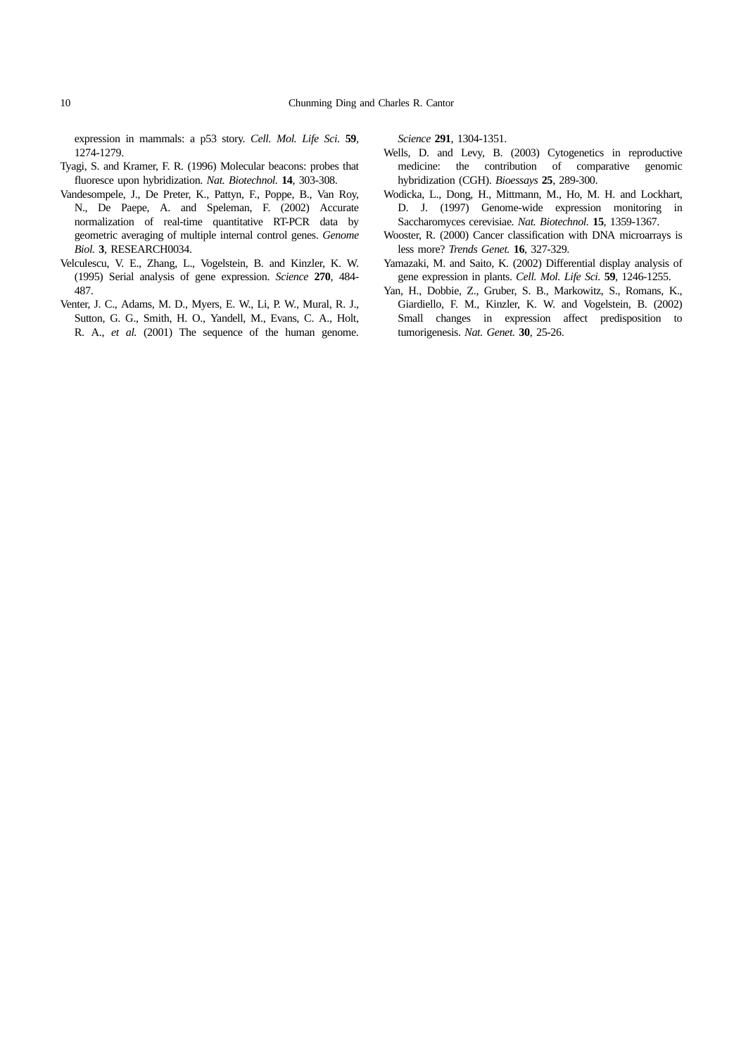expression in mammals: a p53 story. *Cell. Mol. Life Sci.* **59**, 1274-1279.

Tyagi, S. and Kramer, F. R. (1996) Molecular beacons: probes that fluoresce upon hybridization. *Nat. Biotechnol.* **14**, 303-308.

Vandesompele, J., De Preter, K., Pattyn, F., Poppe, B., Van Roy, N., De Paepe, A. and Speleman, F. (2002) Accurate normalization of real-time quantitative RT-PCR data by geometric averaging of multiple internal control genes. *Genome Biol.* **3**, RESEARCH0034.

Velculescu, V. E., Zhang, L., Vogelstein, B. and Kinzler, K. W. (1995) Serial analysis of gene expression. *Science* **270**, 484-487.

Venter, J. C., Adams, M. D., Myers, E. W., Li, P. W., Mural, R. J., Sutton, G. G., Smith, H. O., Yandell, M., Evans, C. A., Holt, R. A., *et al.* (2001) The sequence of the human genome. *Science* **291**, 1304-1351.

Wells, D. and Levy, B. (2003) Cytogenetics in reproductive medicine: the contribution of comparative genomic hybridization (CGH). *Bioessays* **25**, 289-300.

Wodicka, L., Dong, H., Mittmann, M., Ho, M. H. and Lockhart, D. J. (1997) Genome-wide expression monitoring in Saccharomyces cerevisiae. *Nat. Biotechnol.* **15**, 1359-1367.

Wooster, R. (2000) Cancer classification with DNA microarrays is less more? *Trends Genet.* **16**, 327-329.

Yamazaki, M. and Saito, K. (2002) Differential display analysis of gene expression in plants. *Cell. Mol. Life Sci.* **59**, 1246-1255.

Yan, H., Dobbie, Z., Gruber, S. B., Markowitz, S., Romans, K., Giardiello, F. M., Kinzler, K. W. and Vogelstein, B. (2002) Small changes in expression affect predisposition to tumorigenesis. *Nat. Genet.* **30**, 25-26.